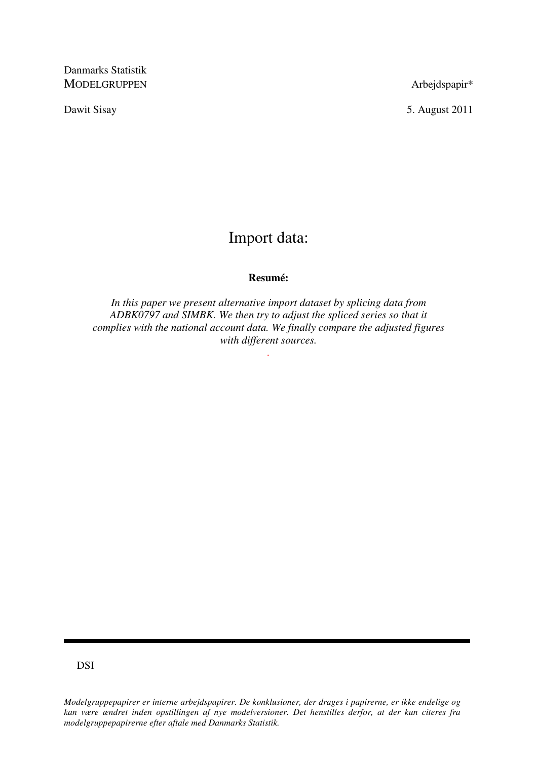Danmarks Statistik
MODELGRUPPEN

Arbejdspapir*

Dawit Sisay

5. August 2011

# Import data:

**Resumé:**

*In this paper we present alternative import dataset by splicing data from ADBK0797 and SIMBK. We then try to adjust the spliced series so that it complies with the national account data. We finally compare the adjusted figures with different sources.*

DSI

*Modelgruppepapirer er interne arbejdspapirer. De konklusioner, der drages i papirerne, er ikke endelige og kan være ændret inden opstillingen af nye modelversioner. Det henstilles derfor, at der kun citeres fra modelgruppepapirerne efter aftale med Danmarks Statistik.*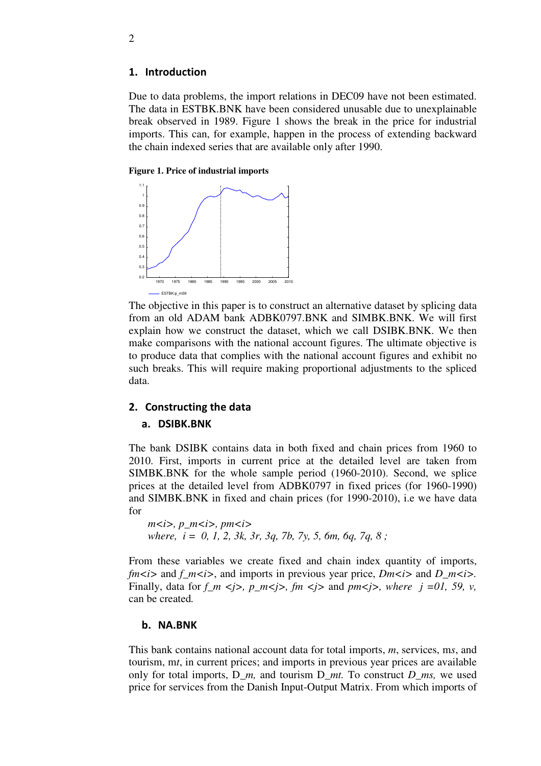## 1. Introduction

Due to data problems, the import relations in DEC09 have not been estimated. The data in ESTBK.BNK have been considered unusable due to unexplainable break observed in 1989. Figure 1 shows the break in the price for industrial imports. This can, for example, happen in the process of extending backward the chain indexed series that are available only after 1990.

**Figure 1. Price of industrial imports**

The objective in this paper is to construct an alternative dataset by splicing data from an old ADAM bank ADBK0797.BNK and SIMBK.BNK. We will first explain how we construct the dataset, which we call DSIBK.BNK. We then make comparisons with the national account figures. The ultimate objective is to produce data that complies with the national account figures and exhibit no such breaks. This will require making proportional adjustments to the spliced data.

## 2. Constructing the data

### a. DSIBK.BNK

The bank DSIBK contains data in both fixed and chain prices from 1960 to 2010. First, imports in current price at the detailed level are taken from SIMBK.BNK for the whole sample period (1960-2010). Second, we splice prices at the detailed level from ADBK0797 in fixed prices (for 1960-1990) and SIMBK.BNK in fixed and chain prices (for 1990-2010), i.e we have data for

*m<i>, p_m<i>, pm<i>*
*where, i = 0, 1, 2, 3k, 3r, 3q, 7b, 7y, 5, 6m, 6q, 7q, 8 ;*

From these variables we create fixed and chain index quantity of imports, *fm<i>* and *f_m<i>*, and imports in previous year price, *Dm<i>* and *D_m<i>*. Finally, data for *f_m <j>, p_m<j>, fm <j>* and *pm<j>, where j =01, 59, v,* can be created.

### b. NA.BNK

This bank contains national account data for total imports, *m*, services, m*s*, and tourism, m*t*, in current prices; and imports in previous year prices are available only for total imports, *D_m,* and tourism D*_mt.* To construct *D_ms,* we used price for services from the Danish Input-Output Matrix. From which imports of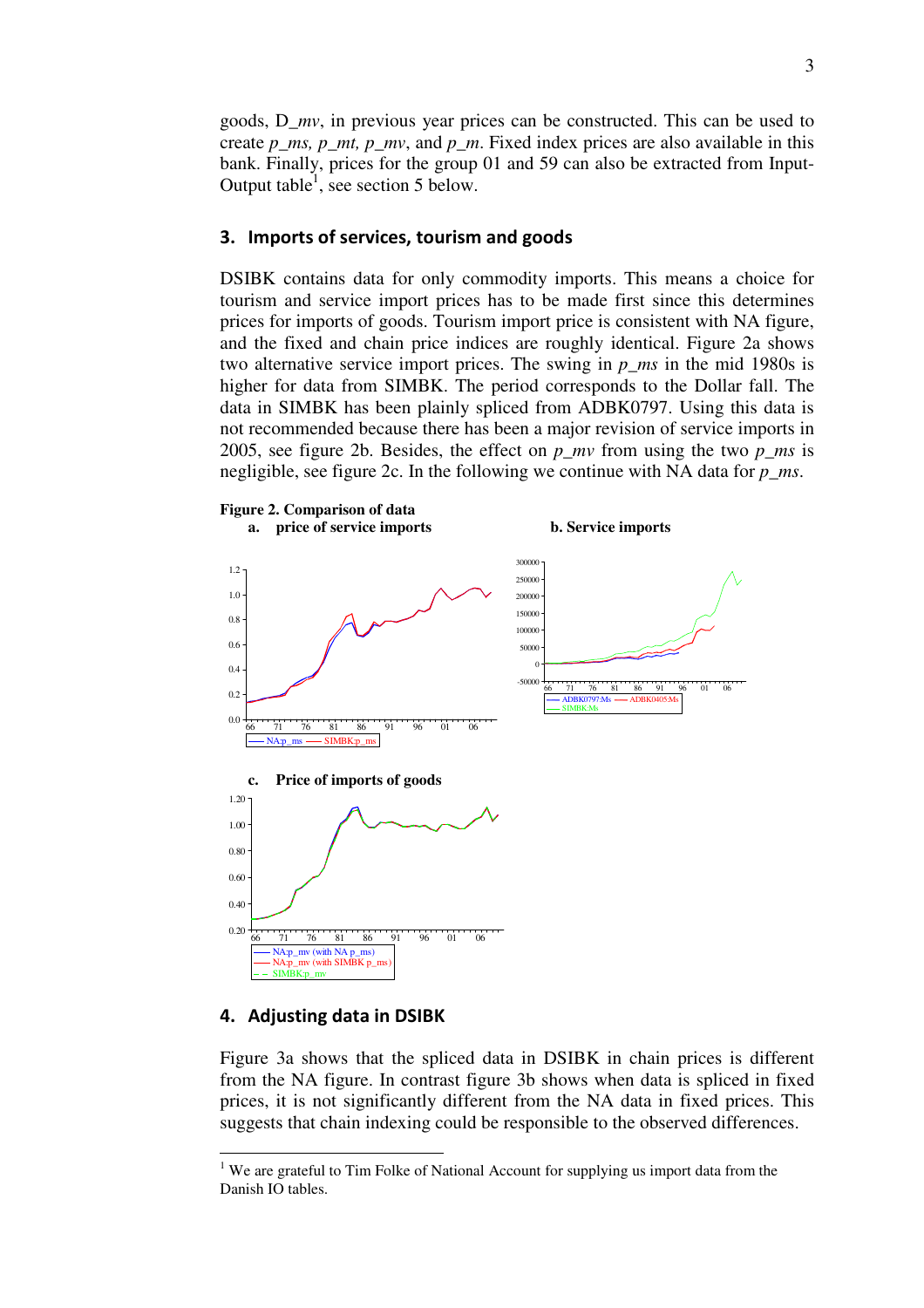goods, D_*mv*, in previous year prices can be constructed. This can be used to create *p_ms, p_mt, p_mv*, and *p_m*. Fixed index prices are also available in this bank. Finally, prices for the group 01 and 59 can also be extracted from Input-Output table[1], see section 5 below.

## 3. Imports of services, tourism and goods

DSIBK contains data for only commodity imports. This means a choice for tourism and service import prices has to be made first since this determines prices for imports of goods. Tourism import price is consistent with NA figure, and the fixed and chain price indices are roughly identical. Figure 2a shows two alternative service import prices. The swing in *p_ms* in the mid 1980s is higher for data from SIMBK. The period corresponds to the Dollar fall. The data in SIMBK has been plainly spliced from ADBK0797. Using this data is not recommended because there has been a major revision of service imports in 2005, see figure 2b. Besides, the effect on *p_mv* from using the two *p_ms* is negligible, see figure 2c. In the following we continue with NA data for *p_ms*.

**Figure 2. Comparison of data**

**a. price of service imports**

**b. Service imports**

**c. Price of imports of goods**

## 4. Adjusting data in DSIBK

Figure 3a shows that the spliced data in DSIBK in chain prices is different from the NA figure. In contrast figure 3b shows when data is spliced in fixed prices, it is not significantly different from the NA data in fixed prices. This suggests that chain indexing could be responsible to the observed differences.

---

[1] We are grateful to Tim Folke of National Account for supplying us import data from the Danish IO tables.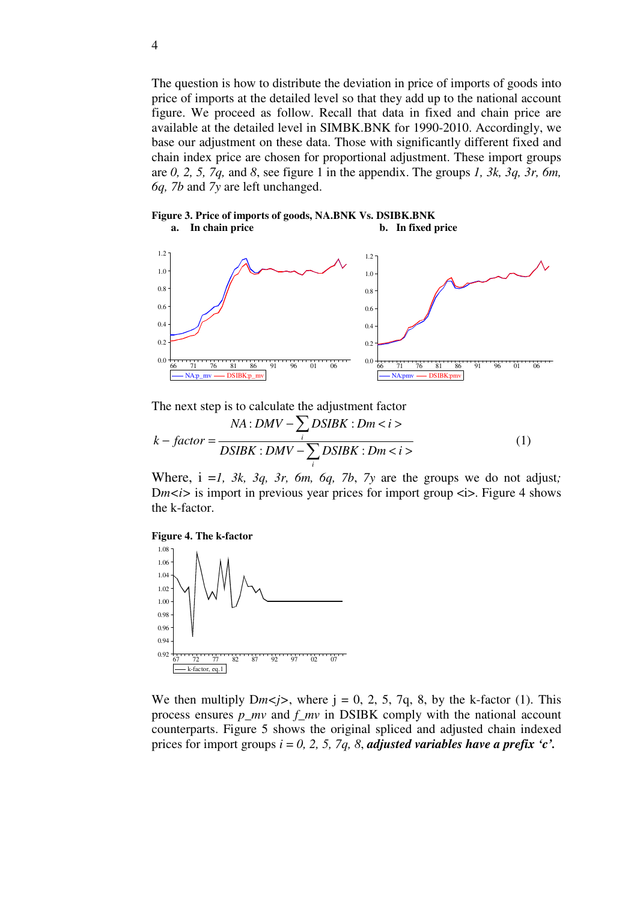The question is how to distribute the deviation in price of imports of goods into price of imports at the detailed level so that they add up to the national account figure. We proceed as follow. Recall that data in fixed and chain price are available at the detailed level in SIMBK.BNK for 1990-2010. Accordingly, we base our adjustment on these data. Those with significantly different fixed and chain index price are chosen for proportional adjustment. These import groups are *0, 2, 5, 7q,* and *8*, see figure 1 in the appendix. The groups *1, 3k, 3q, 3r, 6m, 6q, 7b* and *7y* are left unchanged.

**Figure 3. Price of imports of goods, NA.BNK Vs. DSIBK.BNK**

**a. In chain price** **b. In fixed price**

The next step is to calculate the adjustment factor

$$k - factor = \frac{NA : DMV - \sum_i DSIBK : Dm < i >}{DSIBK : DMV - \sum_i DSIBK : Dm < i >} \qquad (1)$$

Where, i =*1, 3k, 3q, 3r, 6m, 6q, 7b*, *7y* are the groups we do not adjust*;* D*m<i>* is import in previous year prices for import group <i>. Figure 4 shows the k-factor.

**Figure 4. The k-factor**

We then multiply D*m<j>*, where j = 0, 2, 5, 7q, 8, by the k-factor (1). This process ensures *p_mv* and *f_mv* in DSIBK comply with the national account counterparts. Figure 5 shows the original spliced and adjusted chain indexed prices for import groups *i = 0, 2, 5, 7q, 8*, ***adjusted variables have a prefix 'c'.***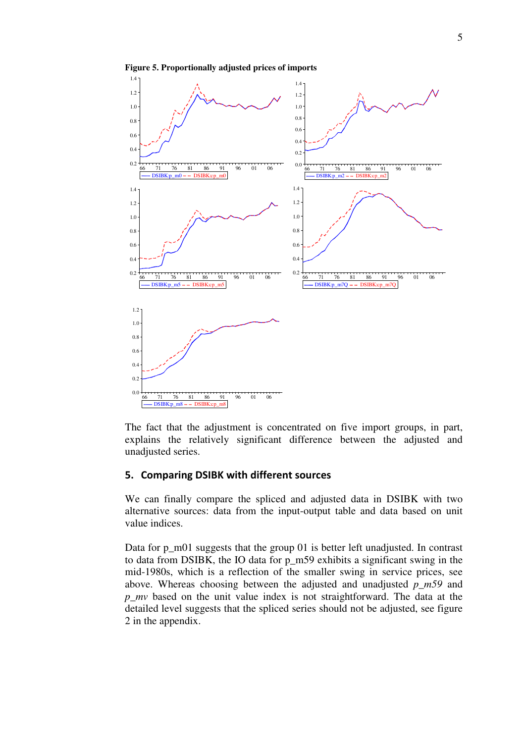**Figure 5. Proportionally adjusted prices of imports**

The fact that the adjustment is concentrated on five import groups, in part, explains the relatively significant difference between the adjusted and unadjusted series.

## 5. Comparing DSIBK with different sources

We can finally compare the spliced and adjusted data in DSIBK with two alternative sources: data from the input-output table and data based on unit value indices.

Data for p_m01 suggests that the group 01 is better left unadjusted. In contrast to data from DSIBK, the IO data for p_m59 exhibits a significant swing in the mid-1980s, which is a reflection of the smaller swing in service prices, see above. Whereas choosing between the adjusted and unadjusted *p_m59* and *p_mv* based on the unit value index is not straightforward. The data at the detailed level suggests that the spliced series should not be adjusted, see figure 2 in the appendix.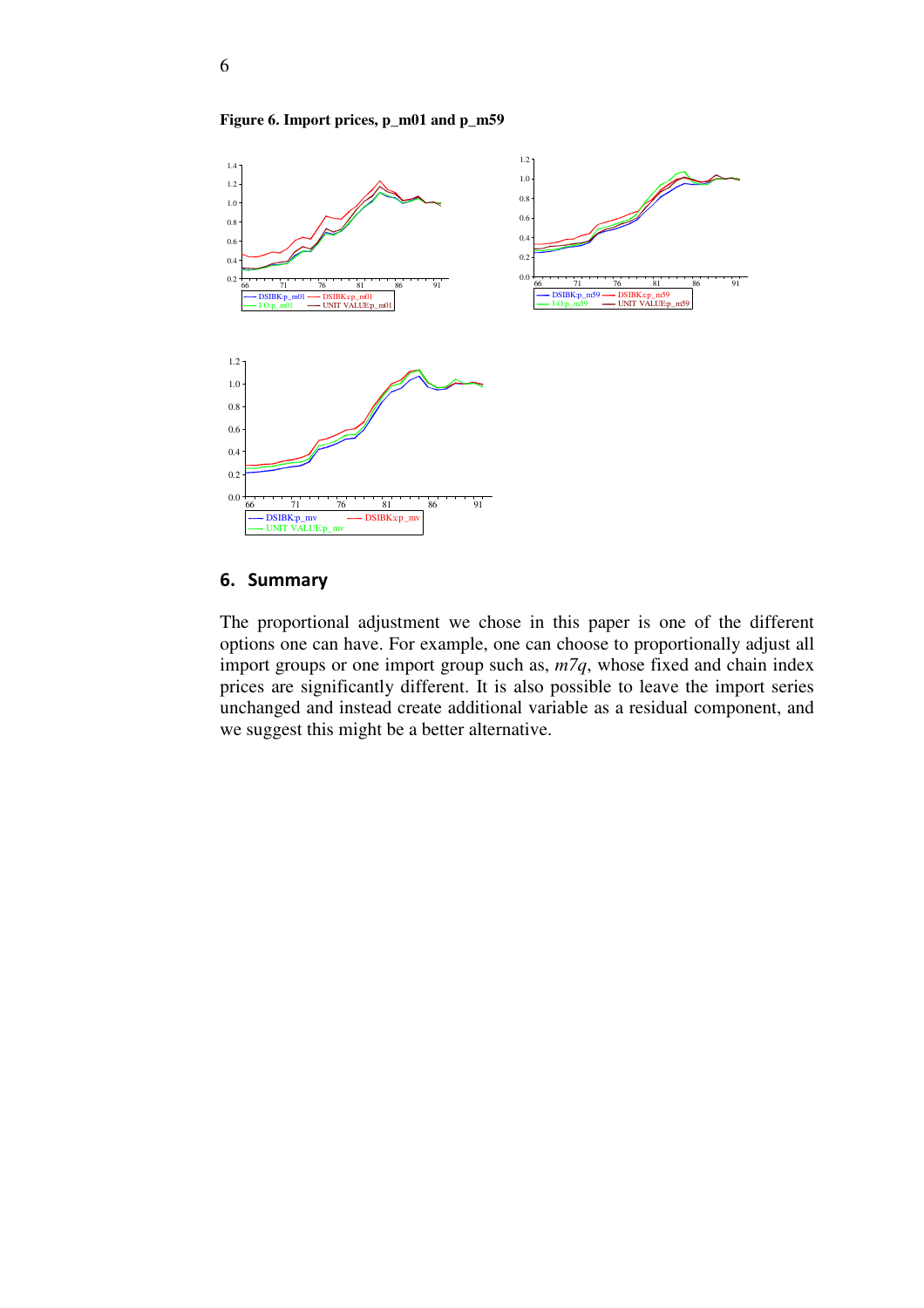**Figure 6. Import prices, p_m01 and p_m59**

## 6. Summary

The proportional adjustment we chose in this paper is one of the different options one can have. For example, one can choose to proportionally adjust all import groups or one import group such as, *m7q*, whose fixed and chain index prices are significantly different. It is also possible to leave the import series unchanged and instead create additional variable as a residual component, and we suggest this might be a better alternative.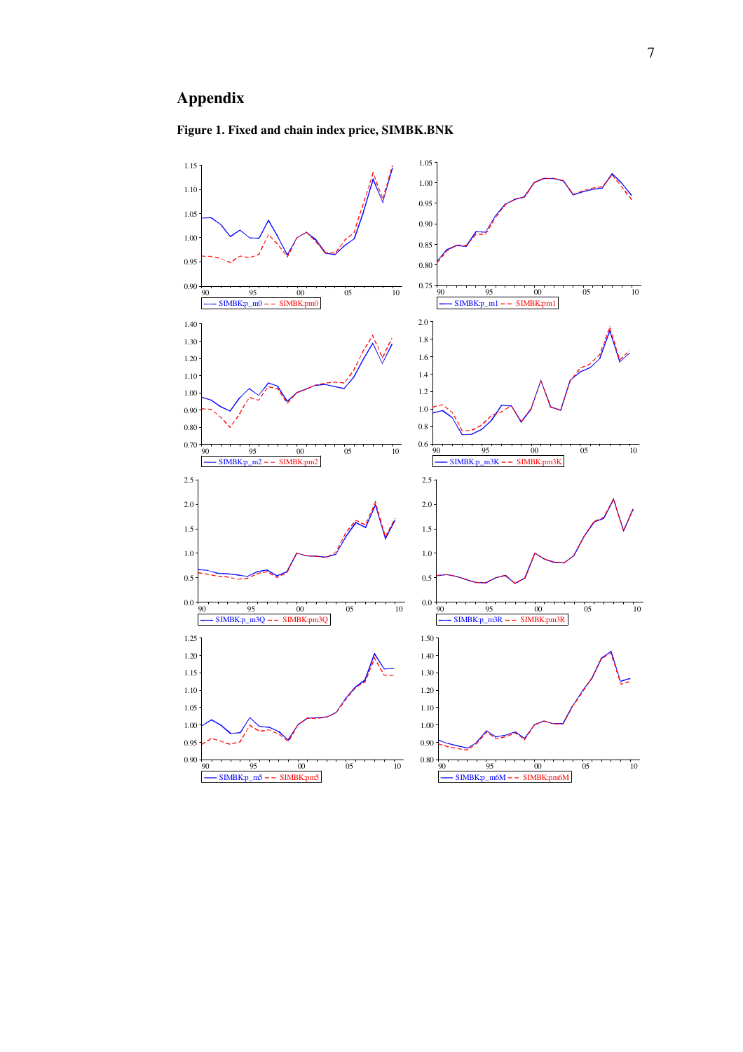# Appendix

**Figure 1. Fixed and chain index price, SIMBK.BNK**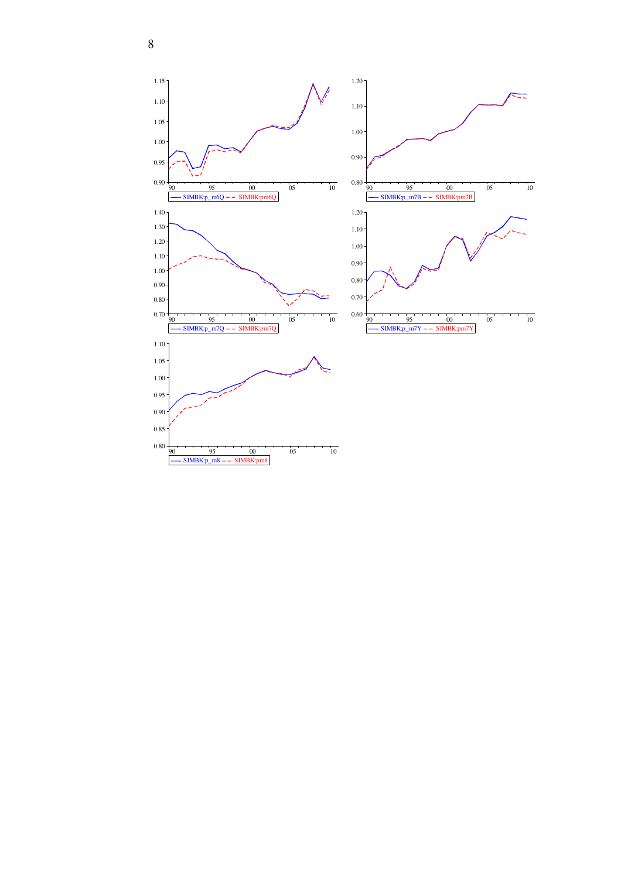SIMBK:p_m6Q — SIMBK:pm6Q

SIMBK:p_m7B — SIMBK:pm7B

SIMBK:p_m7Q — SIMBK:pm7Q

SIMBK:p_m7Y — SIMBK:pm7Y

SIMBK:p_m8 — SIMBK:pm8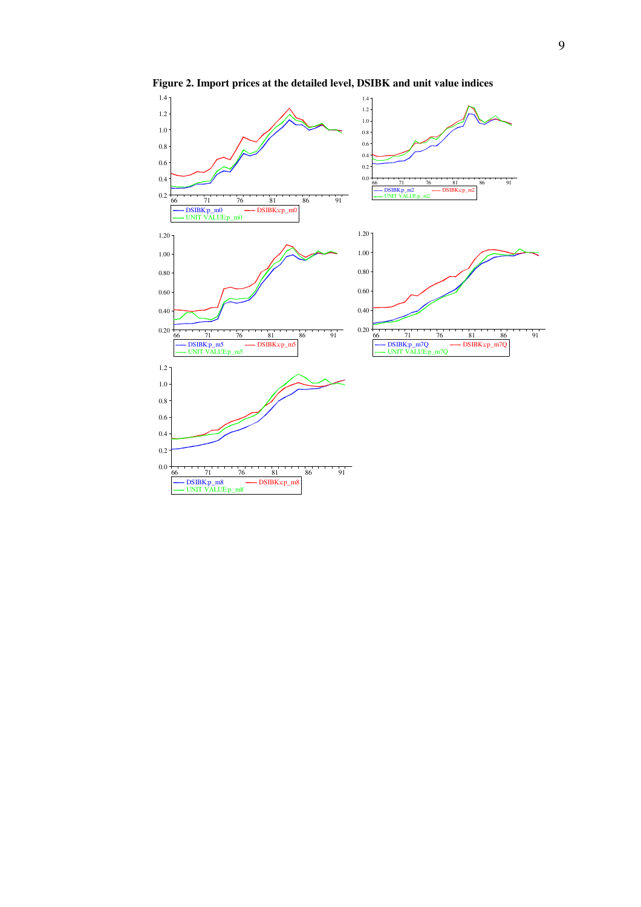**Figure 2. Import prices at the detailed level, DSIBK and unit value indices**

1.4
1.2
1.0
0.8
0.6
0.4
0.2
66 71 76 81 86 91
DSIBK:p_m0
DSIBK:cp_m0
UNIT VALUE:p_m0

1.4
1.2
1.0
0.8
0.6
0.4
0.2
0.0
66 71 76 81 86 91
DSIBK:p_m2
DSIBK:cp_m2
UNIT VALUE:p_m2

1.20
1.00
0.80
0.60
0.40
0.20
66 71 76 81 86 91
DSIBK:p_m5
DSIBK:cp_m5
UNIT VALUE:p_m5

1.20
1.00
0.80
0.60
0.40
0.20
66 71 76 81 86 91
DSIBK:p_m7Q
DSIBK:cp_m7Q
UNIT VALUE:p_m7Q

1.2
1.0
0.8
0.6
0.4
0.2
0.0
66 71 76 81 86 91
DSIBK:p_m8
DSIBK:cp_m8
UNIT VALUE:p_m8